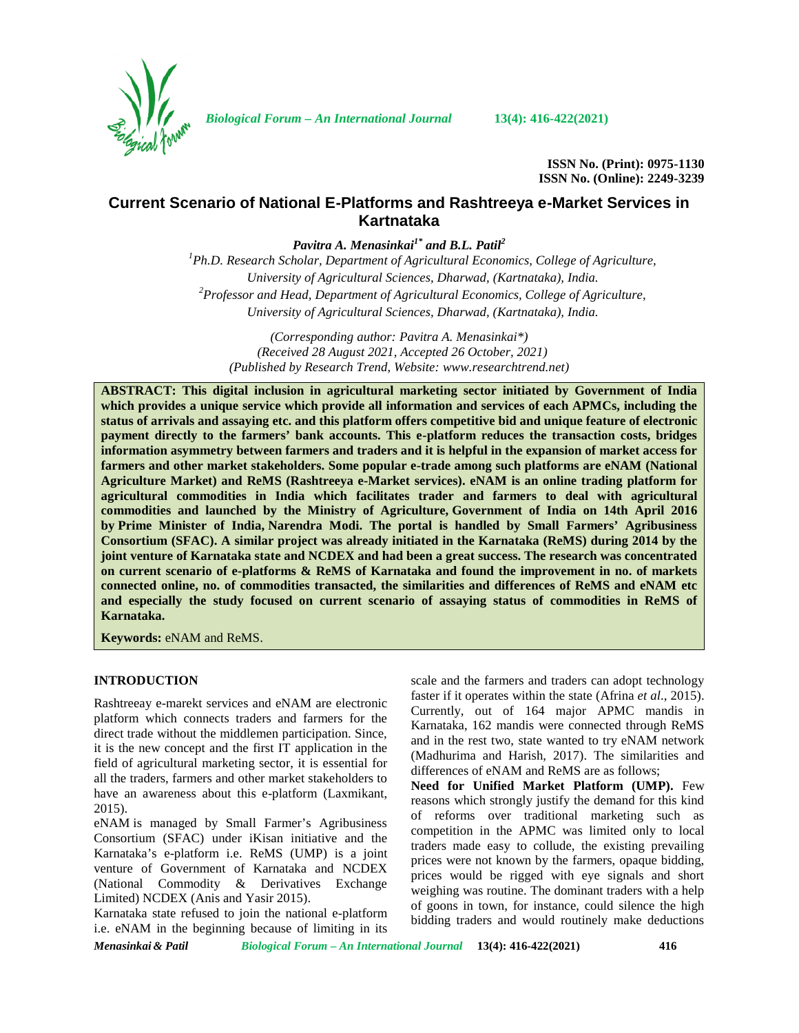# Current Scenario of National E-Platforms and Rashtreeya e-Market Services in Kartnataka

***Pavitra A. Menasinkai[1\*] and B.L. Patil[2]***

*[1]Ph.D. Research Scholar, Department of Agricultural Economics, College of Agriculture, University of Agricultural Sciences, Dharwad, (Kartnataka), India.*
*[2]Professor and Head, Department of Agricultural Economics, College of Agriculture, University of Agricultural Sciences, Dharwad, (Kartnataka), India.*

*(Corresponding author: Pavitra A. Menasinkai\*)*
*(Received 28 August 2021, Accepted 26 October, 2021)*
*(Published by Research Trend, Website: www.researchtrend.net)*

**ABSTRACT: This digital inclusion in agricultural marketing sector initiated by Government of India which provides a unique service which provide all information and services of each APMCs, including the status of arrivals and assaying etc. and this platform offers competitive bid and unique feature of electronic payment directly to the farmers' bank accounts. This e-platform reduces the transaction costs, bridges information asymmetry between farmers and traders and it is helpful in the expansion of market access for farmers and other market stakeholders. Some popular e-trade among such platforms are eNAM (National Agriculture Market) and ReMS (Rashtreeya e-Market services). eNAM is an online trading platform for agricultural commodities in India which facilitates trader and farmers to deal with agricultural commodities and launched by the Ministry of Agriculture, Government of India on 14th April 2016 by Prime Minister of India, Narendra Modi. The portal is handled by Small Farmers' Agribusiness Consortium (SFAC). A similar project was already initiated in the Karnataka (ReMS) during 2014 by the joint venture of Karnataka state and NCDEX and had been a great success. The research was concentrated on current scenario of e-platforms & ReMS of Karnataka and found the improvement in no. of markets connected online, no. of commodities transacted, the similarities and differences of ReMS and eNAM etc and especially the study focused on current scenario of assaying status of commodities in ReMS of Karnataka.**

**Keywords:** eNAM and ReMS.

## INTRODUCTION

Rashtreeay e-marekt services and eNAM are electronic platform which connects traders and farmers for the direct trade without the middlemen participation. Since, it is the new concept and the first IT application in the field of agricultural marketing sector, it is essential for all the traders, farmers and other market stakeholders to have an awareness about this e-platform (Laxmikant, 2015).

eNAM is managed by Small Farmer's Agribusiness Consortium (SFAC) under iKisan initiative and the Karnataka's e-platform i.e. ReMS (UMP) is a joint venture of Government of Karnataka and NCDEX (National Commodity & Derivatives Exchange Limited) NCDEX (Anis and Yasir 2015).

Karnataka state refused to join the national e-platform i.e. eNAM in the beginning because of limiting in its scale and the farmers and traders can adopt technology faster if it operates within the state (Afrina *et al*., 2015). Currently, out of 164 major APMC mandis in Karnataka, 162 mandis were connected through ReMS and in the rest two, state wanted to try eNAM network (Madhurima and Harish, 2017). The similarities and differences of eNAM and ReMS are as follows;

**Need for Unified Market Platform (UMP).** Few reasons which strongly justify the demand for this kind of reforms over traditional marketing such as competition in the APMC was limited only to local traders made easy to collude, the existing prevailing prices were not known by the farmers, opaque bidding, prices would be rigged with eye signals and short weighing was routine. The dominant traders with a help of goons in town, for instance, could silence the high bidding traders and would routinely make deductions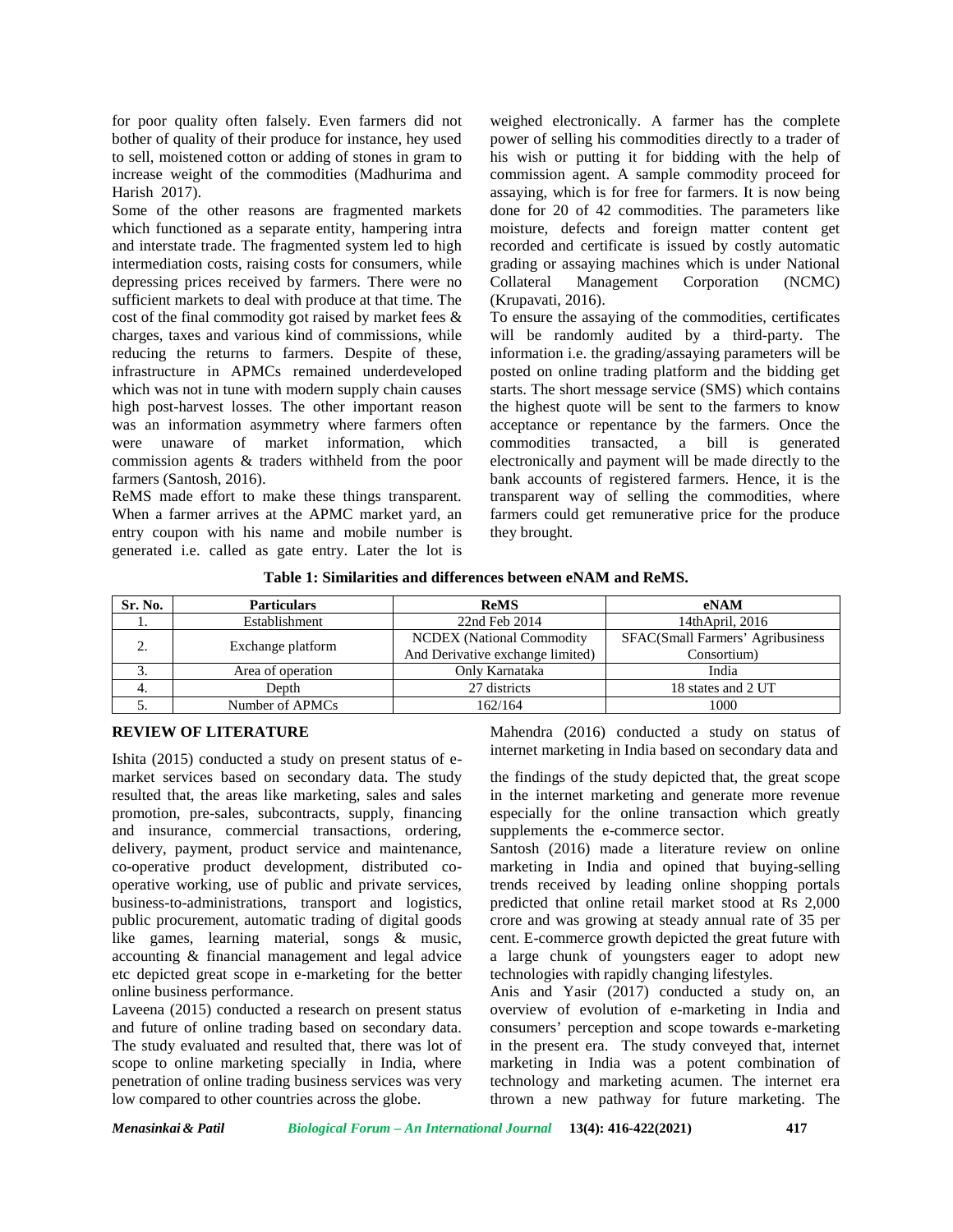for poor quality often falsely. Even farmers did not bother of quality of their produce for instance, hey used to sell, moistened cotton or adding of stones in gram to increase weight of the commodities (Madhurima and Harish 2017).

Some of the other reasons are fragmented markets which functioned as a separate entity, hampering intra and interstate trade. The fragmented system led to high intermediation costs, raising costs for consumers, while depressing prices received by farmers. There were no sufficient markets to deal with produce at that time. The cost of the final commodity got raised by market fees & charges, taxes and various kind of commissions, while reducing the returns to farmers. Despite of these, infrastructure in APMCs remained underdeveloped which was not in tune with modern supply chain causes high post-harvest losses. The other important reason was an information asymmetry where farmers often were unaware of market information, which commission agents & traders withheld from the poor farmers (Santosh, 2016).

ReMS made effort to make these things transparent. When a farmer arrives at the APMC market yard, an entry coupon with his name and mobile number is generated i.e. called as gate entry. Later the lot is weighed electronically. A farmer has the complete power of selling his commodities directly to a trader of his wish or putting it for bidding with the help of commission agent. A sample commodity proceed for assaying, which is for free for farmers. It is now being done for 20 of 42 commodities. The parameters like moisture, defects and foreign matter content get recorded and certificate is issued by costly automatic grading or assaying machines which is under National Collateral Management Corporation (NCMC) (Krupavati, 2016).

To ensure the assaying of the commodities, certificates will be randomly audited by a third-party. The information i.e. the grading/assaying parameters will be posted on online trading platform and the bidding get starts. The short message service (SMS) which contains the highest quote will be sent to the farmers to know acceptance or repentance by the farmers. Once the commodities transacted, a bill is generated electronically and payment will be made directly to the bank accounts of registered farmers. Hence, it is the transparent way of selling the commodities, where farmers could get remunerative price for the produce they brought.

**Table 1: Similarities and differences between eNAM and ReMS.**

| Sr. No. | Particulars | ReMS | eNAM |
|---|---|---|---|
| 1. | Establishment | 22nd Feb 2014 | 14thApril, 2016 |
| 2. | Exchange platform | NCDEX (National Commodity And Derivative exchange limited) | SFAC(Small Farmers' Agribusiness Consortium) |
| 3. | Area of operation | Only Karnataka | India |
| 4. | Depth | 27 districts | 18 states and 2 UT |
| 5. | Number of APMCs | 162/164 | 1000 |

## REVIEW OF LITERATURE

Ishita (2015) conducted a study on present status of e-market services based on secondary data. The study resulted that, the areas like marketing, sales and sales promotion, pre-sales, subcontracts, supply, financing and insurance, commercial transactions, ordering, delivery, payment, product service and maintenance, co-operative product development, distributed co-operative working, use of public and private services, business-to-administrations, transport and logistics, public procurement, automatic trading of digital goods like games, learning material, songs & music, accounting & financial management and legal advice etc depicted great scope in e-marketing for the better online business performance.

Laveena (2015) conducted a research on present status and future of online trading based on secondary data. The study evaluated and resulted that, there was lot of scope to online marketing specially in India, where penetration of online trading business services was very low compared to other countries across the globe.

Mahendra (2016) conducted a study on status of internet marketing in India based on secondary data and the findings of the study depicted that, the great scope in the internet marketing and generate more revenue especially for the online transaction which greatly supplements the e-commerce sector.

Santosh (2016) made a literature review on online marketing in India and opined that buying-selling trends received by leading online shopping portals predicted that online retail market stood at Rs 2,000 crore and was growing at steady annual rate of 35 per cent. E-commerce growth depicted the great future with a large chunk of youngsters eager to adopt new technologies with rapidly changing lifestyles.

Anis and Yasir (2017) conducted a study on, an overview of evolution of e-marketing in India and consumers' perception and scope towards e-marketing in the present era. The study conveyed that, internet marketing in India was a potent combination of technology and marketing acumen. The internet era thrown a new pathway for future marketing. The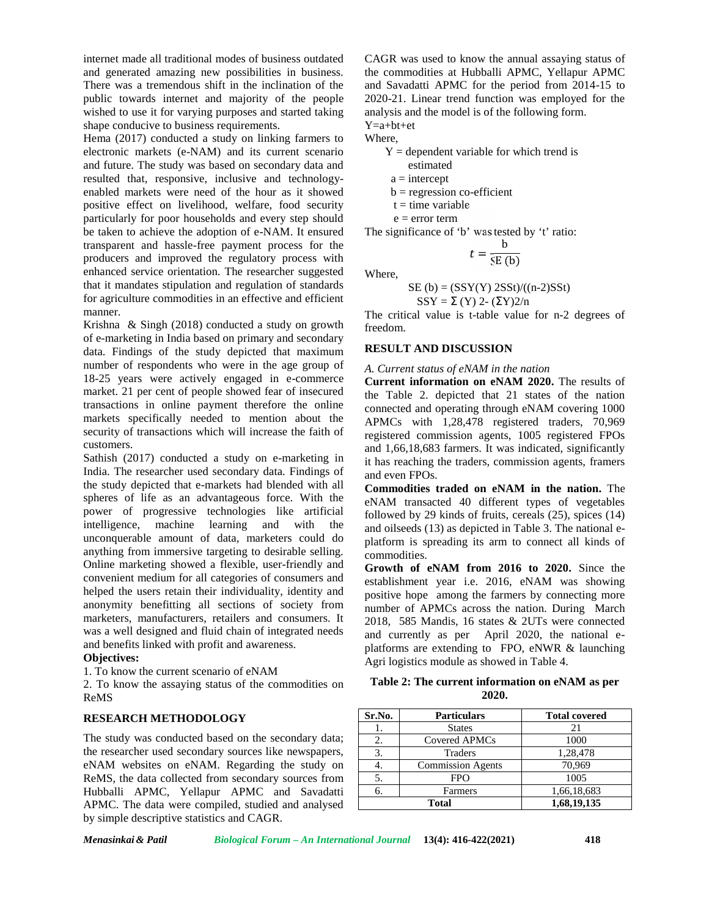internet made all traditional modes of business outdated and generated amazing new possibilities in business. There was a tremendous shift in the inclination of the public towards internet and majority of the people wished to use it for varying purposes and started taking shape conducive to business requirements.

Hema (2017) conducted a study on linking farmers to electronic markets (e-NAM) and its current scenario and future. The study was based on secondary data and resulted that, responsive, inclusive and technology-enabled markets were need of the hour as it showed positive effect on livelihood, welfare, food security particularly for poor households and every step should be taken to achieve the adoption of e-NAM. It ensured transparent and hassle-free payment process for the producers and improved the regulatory process with enhanced service orientation. The researcher suggested that it mandates stipulation and regulation of standards for agriculture commodities in an effective and efficient manner.

Krishna & Singh (2018) conducted a study on growth of e-marketing in India based on primary and secondary data. Findings of the study depicted that maximum number of respondents who were in the age group of 18-25 years were actively engaged in e-commerce market. 21 per cent of people showed fear of insecured transactions in online payment therefore the online markets specifically needed to mention about the security of transactions which will increase the faith of customers.

Sathish (2017) conducted a study on e-marketing in India. The researcher used secondary data. Findings of the study depicted that e-markets had blended with all spheres of life as an advantageous force. With the power of progressive technologies like artificial intelligence, machine learning and with the unconquerable amount of data, marketers could do anything from immersive targeting to desirable selling. Online marketing showed a flexible, user-friendly and convenient medium for all categories of consumers and helped the users retain their individuality, identity and anonymity benefitting all sections of society from marketers, manufacturers, retailers and consumers. It was a well designed and fluid chain of integrated needs and benefits linked with profit and awareness.

**Objectives:**

1. To know the current scenario of eNAM
2. To know the assaying status of the commodities on ReMS

## RESEARCH METHODOLOGY

The study was conducted based on the secondary data; the researcher used secondary sources like newspapers, eNAM websites on eNAM. Regarding the study on ReMS, the data collected from secondary sources from Hubballi APMC, Yellapur APMC and Savadatti APMC. The data were compiled, studied and analysed by simple descriptive statistics and CAGR.

CAGR was used to know the annual assaying status of the commodities at Hubballi APMC, Yellapur APMC and Savadatti APMC for the period from 2014-15 to 2020-21. Linear trend function was employed for the analysis and the model is of the following form.

$Y=a+bt+et$

Where,

- Y = dependent variable for which trend is estimated
- a = intercept
- b = regression co-efficient
- t = time variable
- e = error term

The significance of 'b' was tested by 't' ratio:

$$t = \frac{b}{SE\ (b)}$$

Where,

SE (b) = (SSY(Y) 2SSt)/((n-2)SSt)

SSY = Σ (Y) 2- (ΣY)2/n

The critical value is t-table value for n-2 degrees of freedom.

## RESULT AND DISCUSSION

*A. Current status of eNAM in the nation*

**Current information on eNAM 2020.** The results of the Table 2. depicted that 21 states of the nation connected and operating through eNAM covering 1000 APMCs with 1,28,478 registered traders, 70,969 registered commission agents, 1005 registered FPOs and 1,66,18,683 farmers. It was indicated, significantly it has reaching the traders, commission agents, framers and even FPOs.

**Commodities traded on eNAM in the nation.** The eNAM transacted 40 different types of vegetables followed by 29 kinds of fruits, cereals (25), spices (14) and oilseeds (13) as depicted in Table 3. The national e-platform is spreading its arm to connect all kinds of commodities.

**Growth of eNAM from 2016 to 2020.** Since the establishment year i.e. 2016, eNAM was showing positive hope among the farmers by connecting more number of APMCs across the nation. During March 2018, 585 Mandis, 16 states & 2UTs were connected and currently as per April 2020, the national e-platforms are extending to FPO, eNWR & launching Agri logistics module as showed in Table 4.

**Table 2: The current information on eNAM as per 2020.**

| Sr.No. | Particulars | Total covered |
|---|---|---|
| 1. | States | 21 |
| 2. | Covered APMCs | 1000 |
| 3. | Traders | 1,28,478 |
| 4. | Commission Agents | 70,969 |
| 5. | FPO | 1005 |
| 6. | Farmers | 1,66,18,683 |
| Total | | 1,68,19,135 |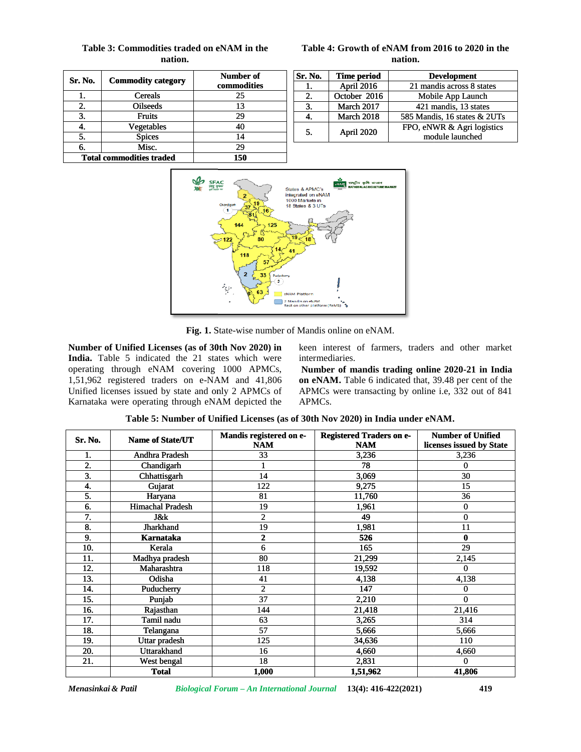**Table 3: Commodities traded on eNAM in the nation.**

| Sr. No. | Commodity category | Number of commodities |
|---|---|---|
| 1. | Cereals | 25 |
| 2. | Oilseeds | 13 |
| 3. | Fruits | 29 |
| 4. | Vegetables | 40 |
| 5. | Spices | 14 |
| 6. | Misc. | 29 |
| Total commodities traded | | 150 |

**Table 4: Growth of eNAM from 2016 to 2020 in the nation.**

| Sr. No. | Time period | Development |
|---|---|---|
| 1. | April 2016 | 21 mandis across 8 states |
| 2. | October 2016 | Mobile App Launch |
| 3. | March 2017 | 421 mandis, 13 states |
| 4. | March 2018 | 585 Mandis, 16 states & 2UTs |
| 5. | April 2020 | FPO, eNWR & Agri logistics module launched |

**Fig. 1.** State-wise number of Mandis online on eNAM.

**Number of Unified Licenses (as of 30th Nov 2020) in India.** Table 5 indicated the 21 states which were operating through eNAM covering 1000 APMCs, 1,51,962 registered traders on e-NAM and 41,806 Unified licenses issued by state and only 2 APMCs of Karnataka were operating through eNAM depicted the keen interest of farmers, traders and other market intermediaries.

**Number of mandis trading online 2020-21 in India on eNAM.** Table 6 indicated that, 39.48 per cent of the APMCs were transacting by online i.e, 332 out of 841 APMCs.

**Table 5: Number of Unified Licenses (as of 30th Nov 2020) in India under eNAM.**

| Sr. No. | Name of State/UT | Mandis registered on e-NAM | Registered Traders on e-NAM | Number of Unified licenses issued by State |
|---|---|---|---|---|
| 1. | Andhra Pradesh | 33 | 3,236 | 3,236 |
| 2. | Chandigarh | 1 | 78 | 0 |
| 3. | Chhattisgarh | 14 | 3,069 | 30 |
| 4. | Gujarat | 122 | 9,275 | 15 |
| 5. | Haryana | 81 | 11,760 | 36 |
| 6. | Himachal Pradesh | 19 | 1,961 | 0 |
| 7. | J&k | 2 | 49 | 0 |
| 8. | Jharkhand | 19 | 1,981 | 11 |
| 9. | **Karnataka** | **2** | **526** | **0** |
| 10. | Kerala | 6 | 165 | 29 |
| 11. | Madhya pradesh | 80 | 21,299 | 2,145 |
| 12. | Maharashtra | 118 | 19,592 | 0 |
| 13. | Odisha | 41 | 4,138 | 4,138 |
| 14. | Puducherry | 2 | 147 | 0 |
| 15. | Punjab | 37 | 2,210 | 0 |
| 16. | Rajasthan | 144 | 21,418 | 21,416 |
| 17. | Tamil nadu | 63 | 3,265 | 314 |
| 18. | Telangana | 57 | 5,666 | 5,666 |
| 19. | Uttar pradesh | 125 | 34,636 | 110 |
| 20. | Uttarakhand | 16 | 4,660 | 4,660 |
| 21. | West bengal | 18 | 2,831 | 0 |
| | **Total** | **1,000** | **1,51,962** | **41,806** |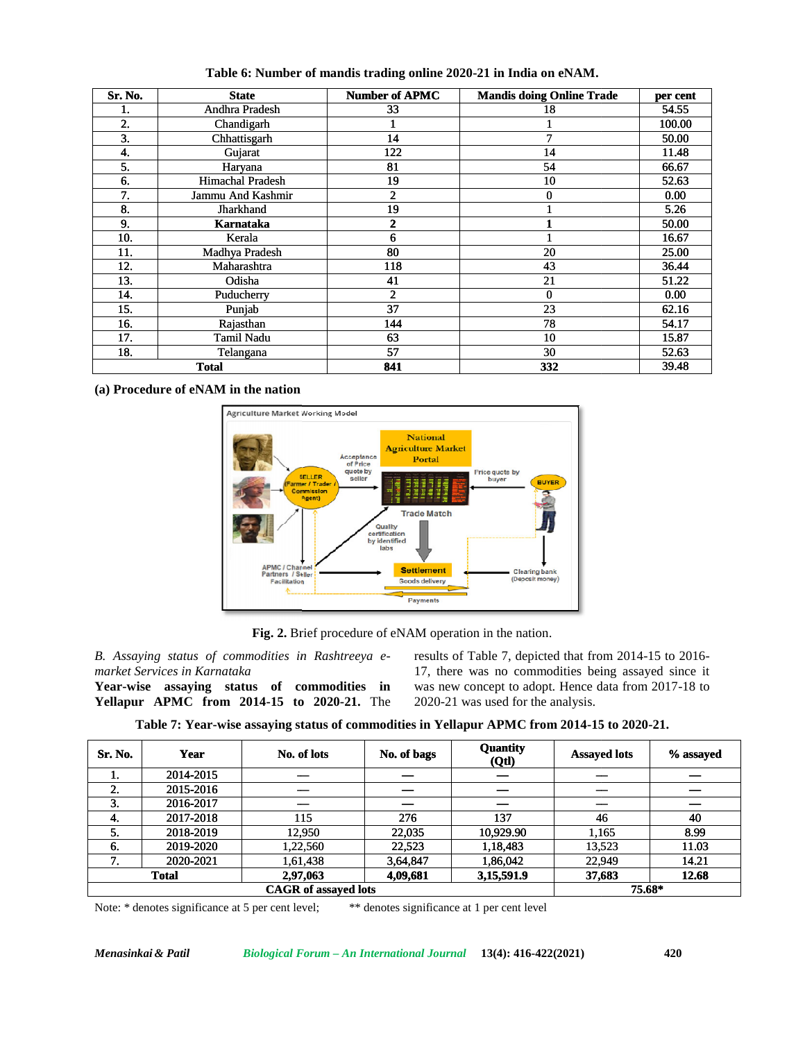**Table 6: Number of mandis trading online 2020-21 in India on eNAM.**

| Sr. No. | State | Number of APMC | Mandis doing Online Trade | per cent |
|---|---|---|---|---|
| 1. | Andhra Pradesh | 33 | 18 | 54.55 |
| 2. | Chandigarh | 1 | 1 | 100.00 |
| 3. | Chhattisgarh | 14 | 7 | 50.00 |
| 4. | Gujarat | 122 | 14 | 11.48 |
| 5. | Haryana | 81 | 54 | 66.67 |
| 6. | Himachal Pradesh | 19 | 10 | 52.63 |
| 7. | Jammu And Kashmir | 2 | 0 | 0.00 |
| 8. | Jharkhand | 19 | 1 | 5.26 |
| 9. | **Karnataka** | **2** | **1** | 50.00 |
| 10. | Kerala | 6 | 1 | 16.67 |
| 11. | Madhya Pradesh | 80 | 20 | 25.00 |
| 12. | Maharashtra | 118 | 43 | 36.44 |
| 13. | Odisha | 41 | 21 | 51.22 |
| 14. | Puducherry | 2 | 0 | 0.00 |
| 15. | Punjab | 37 | 23 | 62.16 |
| 16. | Rajasthan | 144 | 78 | 54.17 |
| 17. | Tamil Nadu | 63 | 10 | 15.87 |
| 18. | Telangana | 57 | 30 | 52.63 |
| **Total** | | **841** | **332** | 39.48 |

**(a) Procedure of eNAM in the nation**

**Fig. 2.** Brief procedure of eNAM operation in the nation.

*B. Assaying status of commodities in Rashtreeya e-market Services in Karnataka*

**Year-wise assaying status of commodities in Yellapur APMC from 2014-15 to 2020-21.** The results of Table 7, depicted that from 2014-15 to 2016-17, there was no commodities being assayed since it was new concept to adopt. Hence data from 2017-18 to 2020-21 was used for the analysis.

**Table 7: Year-wise assaying status of commodities in Yellapur APMC from 2014-15 to 2020-21.**

| Sr. No. | Year | No. of lots | No. of bags | Quantity (Qtl) | Assayed lots | % assayed |
|---|---|---|---|---|---|---|
| 1. | 2014-2015 | — | — | — | — | — |
| 2. | 2015-2016 | — | — | — | — | — |
| 3. | 2016-2017 | — | — | — | — | — |
| 4. | 2017-2018 | 115 | 276 | 137 | 46 | 40 |
| 5. | 2018-2019 | 12,950 | 22,035 | 10,929.90 | 1,165 | 8.99 |
| 6. | 2019-2020 | 1,22,560 | 22,523 | 1,18,483 | 13,523 | 11.03 |
| 7. | 2020-2021 | 1,61,438 | 3,64,847 | 1,86,042 | 22,949 | 14.21 |
| **Total** | | **2,97,063** | **4,09,681** | **3,15,591.9** | **37,683** | **12.68** |
| **CAGR of assayed lots** | | | | | **75.68*** | |

Note: * denotes significance at 5 per cent level; ** denotes significance at 1 per cent level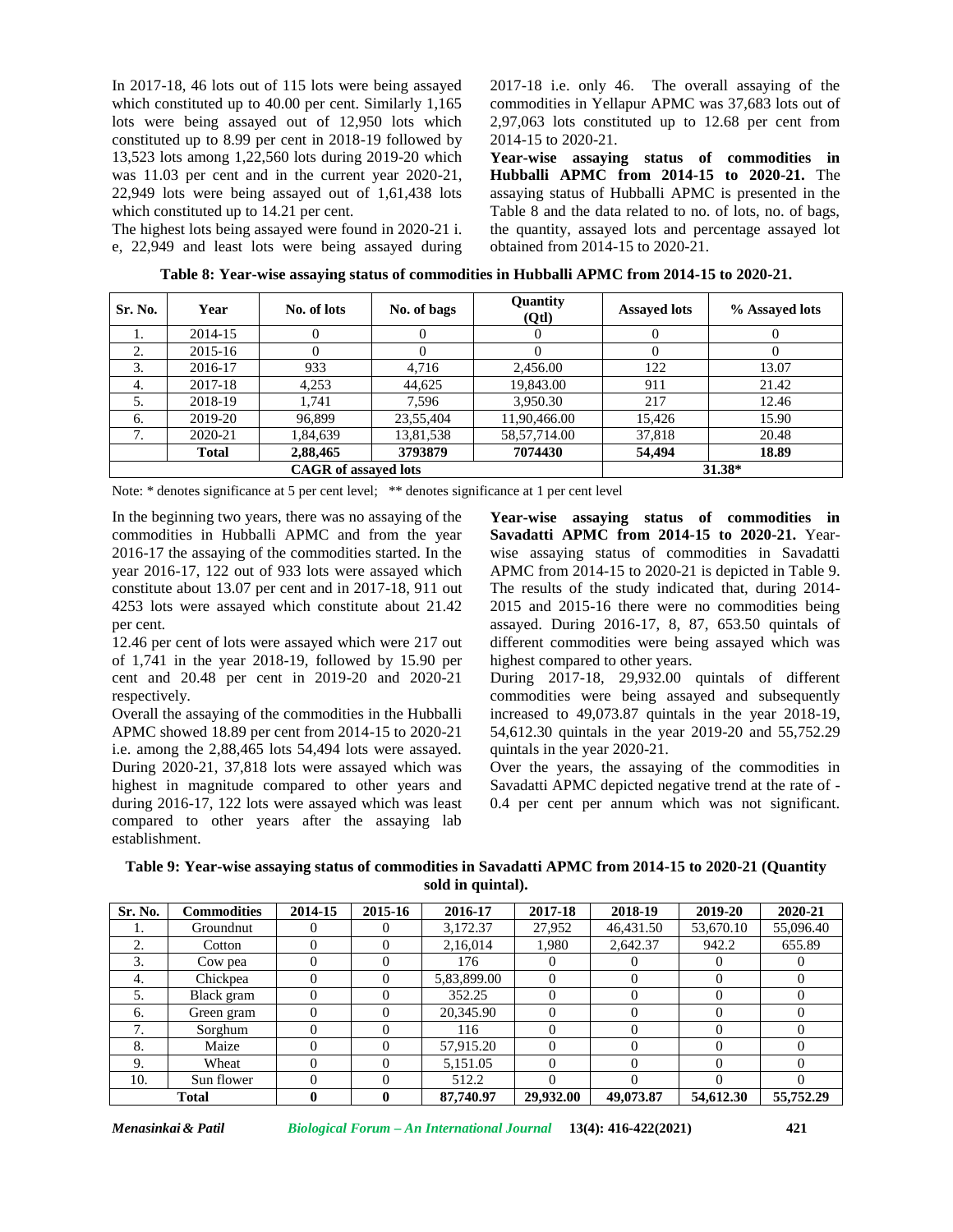In 2017-18, 46 lots out of 115 lots were being assayed which constituted up to 40.00 per cent. Similarly 1,165 lots were being assayed out of 12,950 lots which constituted up to 8.99 per cent in 2018-19 followed by 13,523 lots among 1,22,560 lots during 2019-20 which was 11.03 per cent and in the current year 2020-21, 22,949 lots were being assayed out of 1,61,438 lots which constituted up to 14.21 per cent.

The highest lots being assayed were found in 2020-21 i. e, 22,949 and least lots were being assayed during 2017-18 i.e. only 46. The overall assaying of the commodities in Yellapur APMC was 37,683 lots out of 2,97,063 lots constituted up to 12.68 per cent from 2014-15 to 2020-21.

**Year-wise assaying status of commodities in Hubballi APMC from 2014-15 to 2020-21.** The assaying status of Hubballi APMC is presented in the Table 8 and the data related to no. of lots, no. of bags, the quantity, assayed lots and percentage assayed lot obtained from 2014-15 to 2020-21.

**Table 8: Year-wise assaying status of commodities in Hubballi APMC from 2014-15 to 2020-21.**

| Sr. No. | Year | No. of lots | No. of bags | Quantity (Qtl) | Assayed lots | % Assayed lots |
|---|---|---|---|---|---|---|
| 1. | 2014-15 | 0 | 0 | 0 | 0 | 0 |
| 2. | 2015-16 | 0 | 0 | 0 | 0 | 0 |
| 3. | 2016-17 | 933 | 4,716 | 2,456.00 | 122 | 13.07 |
| 4. | 2017-18 | 4,253 | 44,625 | 19,843.00 | 911 | 21.42 |
| 5. | 2018-19 | 1,741 | 7,596 | 3,950.30 | 217 | 12.46 |
| 6. | 2019-20 | 96,899 | 23,55,404 | 11,90,466.00 | 15,426 | 15.90 |
| 7. | 2020-21 | 1,84,639 | 13,81,538 | 58,57,714.00 | 37,818 | 20.48 |
| | **Total** | **2,88,465** | **3793879** | **7074430** | **54,494** | **18.89** |
| **CAGR of assayed lots** | | | | | **31.38*** | |

Note: * denotes significance at 5 per cent level; ** denotes significance at 1 per cent level

In the beginning two years, there was no assaying of the commodities in Hubballi APMC and from the year 2016-17 the assaying of the commodities started. In the year 2016-17, 122 out of 933 lots were assayed which constitute about 13.07 per cent and in 2017-18, 911 out 4253 lots were assayed which constitute about 21.42 per cent.

12.46 per cent of lots were assayed which were 217 out of 1,741 in the year 2018-19, followed by 15.90 per cent and 20.48 per cent in 2019-20 and 2020-21 respectively.

Overall the assaying of the commodities in the Hubballi APMC showed 18.89 per cent from 2014-15 to 2020-21 i.e. among the 2,88,465 lots 54,494 lots were assayed. During 2020-21, 37,818 lots were assayed which was highest in magnitude compared to other years and during 2016-17, 122 lots were assayed which was least compared to other years after the assaying lab establishment.

**Year-wise assaying status of commodities in Savadatti APMC from 2014-15 to 2020-21.** Year-wise assaying status of commodities in Savadatti APMC from 2014-15 to 2020-21 is depicted in Table 9. The results of the study indicated that, during 2014-2015 and 2015-16 there were no commodities being assayed. During 2016-17, 8, 87, 653.50 quintals of different commodities were being assayed which was highest compared to other years.

During 2017-18, 29,932.00 quintals of different commodities were being assayed and subsequently increased to 49,073.87 quintals in the year 2018-19, 54,612.30 quintals in the year 2019-20 and 55,752.29 quintals in the year 2020-21.

Over the years, the assaying of the commodities in Savadatti APMC depicted negative trend at the rate of -0.4 per cent per annum which was not significant.

**Table 9: Year-wise assaying status of commodities in Savadatti APMC from 2014-15 to 2020-21 (Quantity sold in quintal).**

| Sr. No. | Commodities | 2014-15 | 2015-16 | 2016-17 | 2017-18 | 2018-19 | 2019-20 | 2020-21 |
|---|---|---|---|---|---|---|---|---|
| 1. | Groundnut | 0 | 0 | 3,172.37 | 27,952 | 46,431.50 | 53,670.10 | 55,096.40 |
| 2. | Cotton | 0 | 0 | 2,16,014 | 1,980 | 2,642.37 | 942.2 | 655.89 |
| 3. | Cow pea | 0 | 0 | 176 | 0 | 0 | 0 | 0 |
| 4. | Chickpea | 0 | 0 | 5,83,899.00 | 0 | 0 | 0 | 0 |
| 5. | Black gram | 0 | 0 | 352.25 | 0 | 0 | 0 | 0 |
| 6. | Green gram | 0 | 0 | 20,345.90 | 0 | 0 | 0 | 0 |
| 7. | Sorghum | 0 | 0 | 116 | 0 | 0 | 0 | 0 |
| 8. | Maize | 0 | 0 | 57,915.20 | 0 | 0 | 0 | 0 |
| 9. | Wheat | 0 | 0 | 5,151.05 | 0 | 0 | 0 | 0 |
| 10. | Sun flower | 0 | 0 | 512.2 | 0 | 0 | 0 | 0 |
| **Total** | | **0** | **0** | **87,740.97** | **29,932.00** | **49,073.87** | **54,612.30** | **55,752.29** |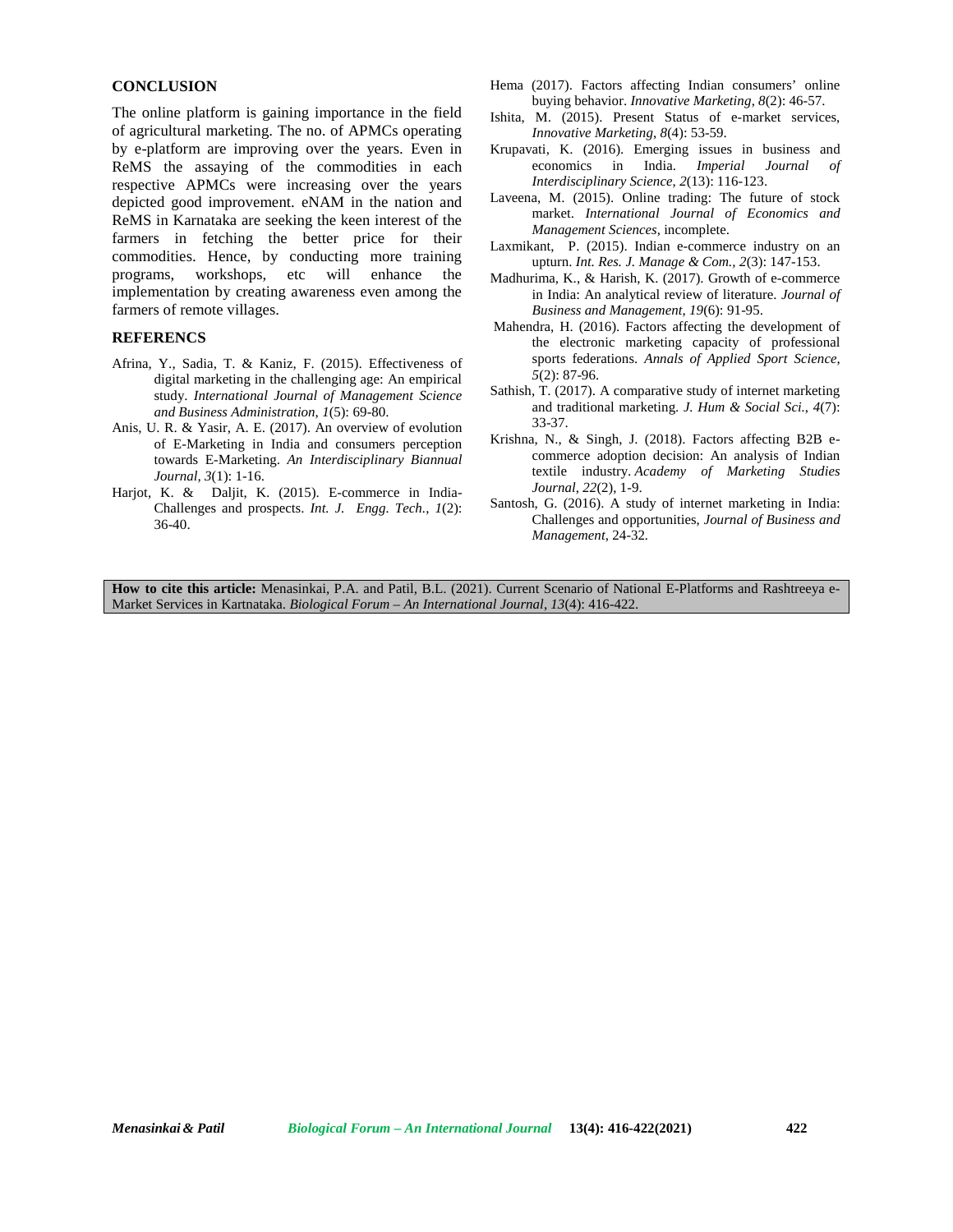## CONCLUSION

The online platform is gaining importance in the field of agricultural marketing. The no. of APMCs operating by e-platform are improving over the years. Even in ReMS the assaying of the commodities in each respective APMCs were increasing over the years depicted good improvement. eNAM in the nation and ReMS in Karnataka are seeking the keen interest of the farmers in fetching the better price for their commodities. Hence, by conducting more training programs, workshops, etc will enhance the implementation by creating awareness even among the farmers of remote villages.

## REFERENCES

Afrina, Y., Sadia, T. & Kaniz, F. (2015). Effectiveness of digital marketing in the challenging age: An empirical study. *International Journal of Management Science and Business Administration*, *1*(5): 69-80.

Anis, U. R. & Yasir, A. E. (2017). An overview of evolution of E-Marketing in India and consumers perception towards E-Marketing. *An Interdisciplinary Biannual Journal, 3*(1): 1-16.

Harjot, K. & Daljit, K. (2015). E-commerce in India-Challenges and prospects. *Int. J. Engg. Tech., 1*(2): 36-40.

Hema (2017). Factors affecting Indian consumers' online buying behavior. *Innovative Marketing*, *8*(2): 46-57.

Ishita, M. (2015). Present Status of e-market services, *Innovative Marketing*, *8*(4): 53-59.

Krupavati, K. (2016). Emerging issues in business and economics in India. *Imperial Journal of Interdisciplinary Science*, *2*(13): 116-123.

Laveena, M. (2015). Online trading: The future of stock market. *International Journal of Economics and Management Sciences,* incomplete.

Laxmikant, P. (2015). Indian e-commerce industry on an upturn. *Int. Res. J. Manage & Com., 2*(3): 147-153.

Madhurima, K., & Harish, K. (2017). Growth of e-commerce in India: An analytical review of literature. *Journal of Business and Management, 19*(6): 91-95.

Mahendra, H. (2016). Factors affecting the development of the electronic marketing capacity of professional sports federations. *Annals of Applied Sport Science, 5*(2): 87-96.

Sathish, T. (2017). A comparative study of internet marketing and traditional marketing. *J. Hum & Social Sci., 4*(7): 33-37.

Krishna, N., & Singh, J. (2018). Factors affecting B2B e-commerce adoption decision: An analysis of Indian textile industry. *Academy of Marketing Studies Journal*, *22*(2), 1-9.

Santosh, G. (2016). A study of internet marketing in India: Challenges and opportunities, *Journal of Business and Management*, 24-32.

**How to cite this article:** Menasinkai, P.A. and Patil, B.L. (2021). Current Scenario of National E-Platforms and Rashtreeya e-Market Services in Kartnataka. *Biological Forum – An International Journal*, *13*(4): 416-422.